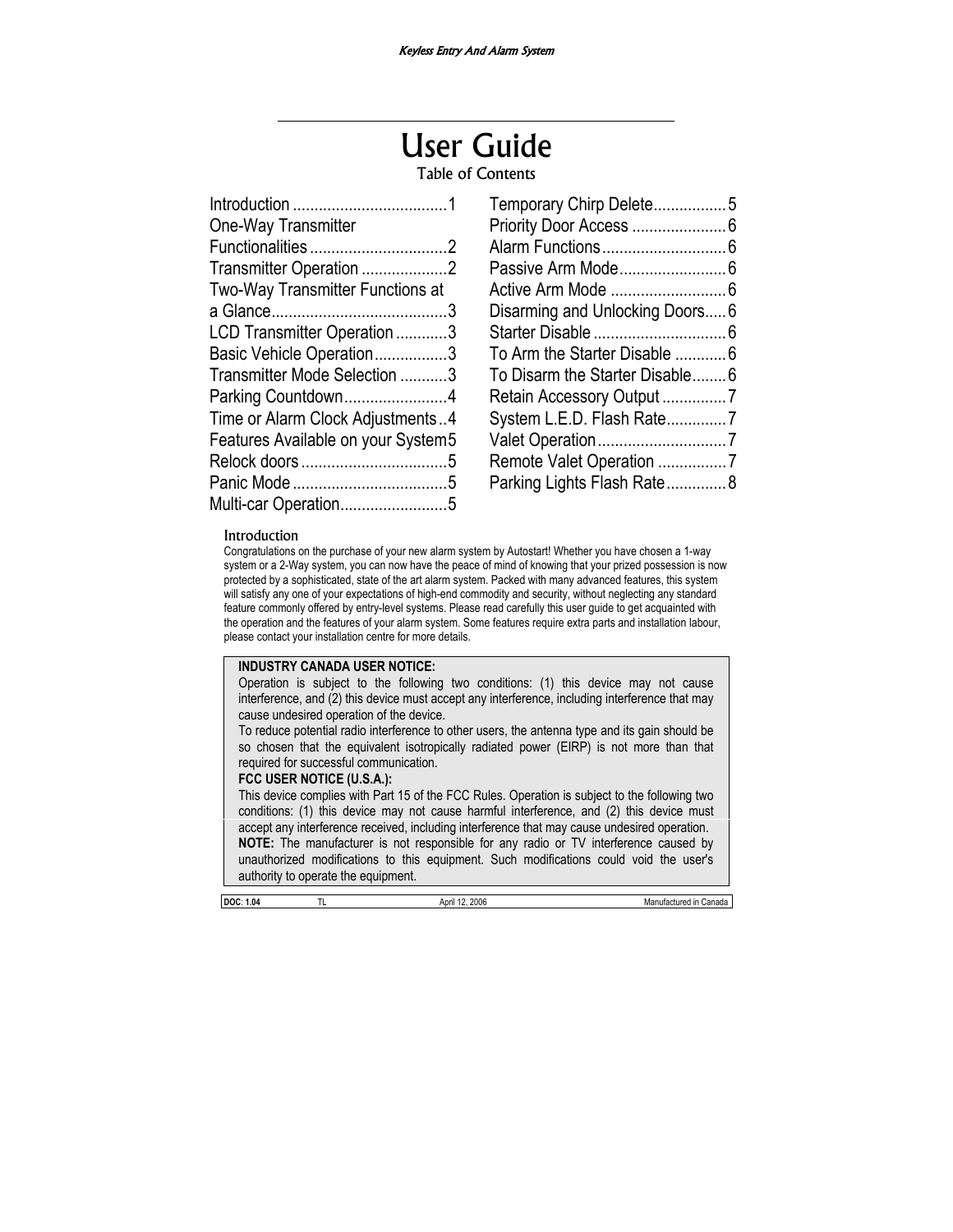# User Guide

## Table of Contents

| Section | Page |
|---|---|
| Introduction | 1 |
| One-Way Transmitter Functionalities | 2 |
| Transmitter Operation | 2 |
| Two-Way Transmitter Functions at a Glance | 3 |
| LCD Transmitter Operation | 3 |
| Basic Vehicle Operation | 3 |
| Transmitter Mode Selection | 3 |
| Parking Countdown | 4 |
| Time or Alarm Clock Adjustments | 4 |
| Features Available on your System | 5 |
| Relock doors | 5 |
| Panic Mode | 5 |
| Multi-car Operation | 5 |
| Temporary Chirp Delete | 5 |
| Priority Door Access | 6 |
| Alarm Functions | 6 |
| Passive Arm Mode | 6 |
| Active Arm Mode | 6 |
| Disarming and Unlocking Doors | 6 |
| Starter Disable | 6 |
| To Arm the Starter Disable | 6 |
| To Disarm the Starter Disable | 6 |
| Retain Accessory Output | 7 |
| System L.E.D. Flash Rate | 7 |
| Valet Operation | 7 |
| Remote Valet Operation | 7 |
| Parking Lights Flash Rate | 8 |

## Introduction

Congratulations on the purchase of your new alarm system by Autostart! Whether you have chosen a 1-way system or a 2-Way system, you can now have the peace of mind of knowing that your prized possession is now protected by a sophisticated, state of the art alarm system. Packed with many advanced features, this system will satisfy any one of your expectations of high-end commodity and security, without neglecting any standard feature commonly offered by entry-level systems. Please read carefully this user guide to get acquainted with the operation and the features of your alarm system. Some features require extra parts and installation labour, please contact your installation centre for more details.

**INDUSTRY CANADA USER NOTICE:**

Operation is subject to the following two conditions: (1) this device may not cause interference, and (2) this device must accept any interference, including interference that may cause undesired operation of the device.

To reduce potential radio interference to other users, the antenna type and its gain should be so chosen that the equivalent isotropically radiated power (EIRP) is not more than that required for successful communication.

**FCC USER NOTICE (U.S.A.):**

This device complies with Part 15 of the FCC Rules. Operation is subject to the following two conditions: (1) this device may not cause harmful interference, and (2) this device must accept any interference received, including interference that may cause undesired operation.

**NOTE:** The manufacturer is not responsible for any radio or TV interference caused by unauthorized modifications to this equipment. Such modifications could void the user's authority to operate the equipment.

| **DOC: 1.04** | TL | April 12, 2006 | Manufactured in Canada |
|---|---|---|---|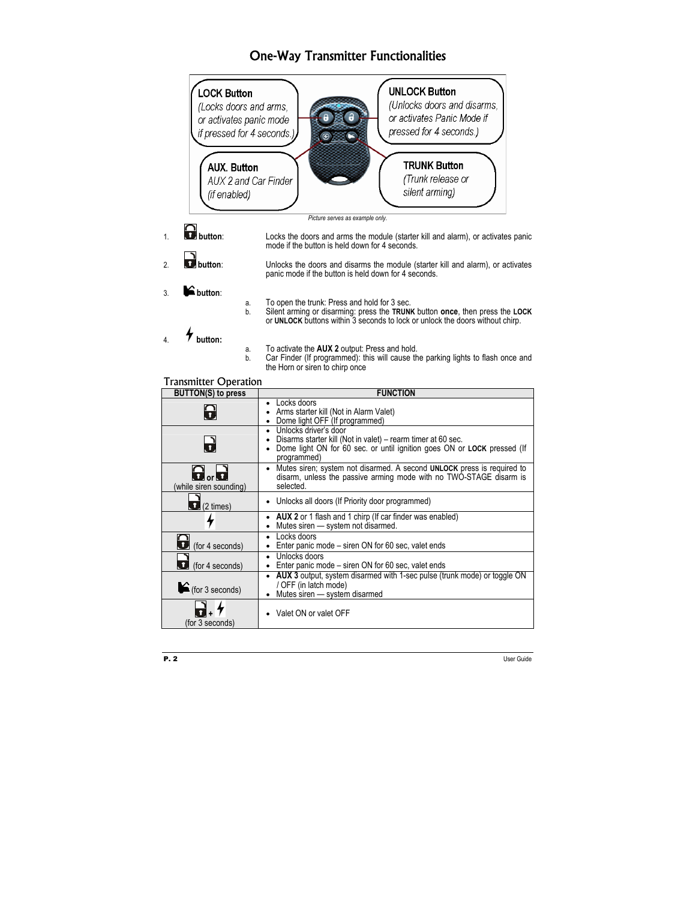# One-Way Transmitter Functionalities

**LOCK Button**
*(Locks doors and arms, or activates panic mode if pressed for 4 seconds.)*

**UNLOCK Button**
*(Unlocks doors and disarms, or activates Panic Mode if pressed for 4 seconds.)*

**AUX. Button**
*AUX 2 and Car Finder (if enabled)*

**TRUNK Button**
*(Trunk release or silent arming)*

*Picture serves as example only.*

1. **button**: Locks the doors and arms the module (starter kill and alarm), or activates panic mode if the button is held down for 4 seconds.

2. **button**: Unlocks the doors and disarms the module (starter kill and alarm), or activates panic mode if the button is held down for 4 seconds.

3. **button**:
   a. To open the trunk: Press and hold for 3 sec.
   b. Silent arming or disarming: press the **TRUNK** button **once**, then press the **LOCK** or **UNLOCK** buttons within 3 seconds to lock or unlock the doors without chirp.

4. **button:**
   a. To activate the **AUX 2** output: Press and hold.
   b. Car Finder (If programmed): this will cause the parking lights to flash once and the Horn or siren to chirp once

## Transmitter Operation

| BUTTON(S) to press | FUNCTION |
|---|---|
| LOCK | • Locks doors<br>• Arms starter kill (Not in Alarm Valet)<br>• Dome light OFF (If programmed) |
| UNLOCK | • Unlocks driver's door<br>• Disarms starter kill (Not in valet) – rearm timer at 60 sec.<br>• Dome light ON for 60 sec. or until ignition goes ON or **LOCK** pressed (If programmed) |
| LOCK or UNLOCK (while siren sounding) | • Mutes siren; system not disarmed. A second **UNLOCK** press is required to disarm, unless the passive arming mode with no TWO-STAGE disarm is selected. |
| UNLOCK (2 times) | • Unlocks all doors (If Priority door programmed) |
| AUX | • **AUX 2** or 1 flash and 1 chirp (If car finder was enabled)<br>• Mutes siren — system not disarmed. |
| LOCK (for 4 seconds) | • Locks doors<br>• Enter panic mode – siren ON for 60 sec, valet ends |
| UNLOCK (for 4 seconds) | • Unlocks doors<br>• Enter panic mode – siren ON for 60 sec, valet ends |
| TRUNK (for 3 seconds) | • **AUX 3** output, system disarmed with 1-sec pulse (trunk mode) or toggle ON / OFF (in latch mode)<br>• Mutes siren — system disarmed |
| UNLOCK + AUX (for 3 seconds) | • Valet ON or valet OFF |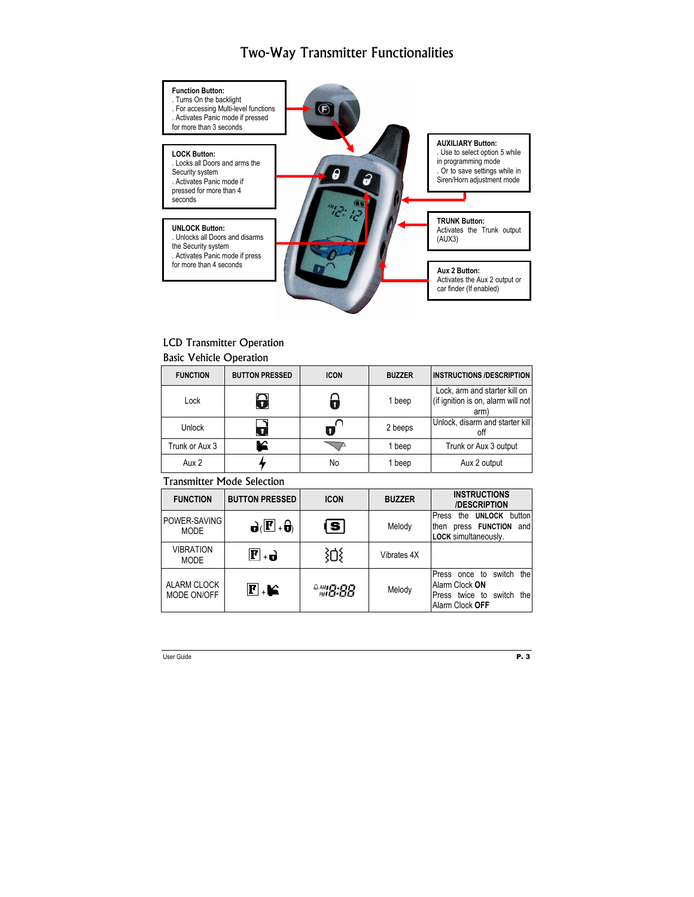# Two-Way Transmitter Functionalities

**Function Button:**
. Turns On the backlight
. For accessing Multi-level functions
. Activates Panic mode if pressed for more than 3 seconds

**LOCK Button:**
. Locks all Doors and arms the Security system
. Activates Panic mode if pressed for more than 4 seconds

**UNLOCK Button:**
. Unlocks all Doors and disarms the Security system
. Activates Panic mode if press for more than 4 seconds

**AUXILIARY Button:**
. Use to select option 5 while in programming mode
. Or to save settings while in Siren/Horn adjustment mode

**TRUNK Button:**
Activates the Trunk output (AUX3)

**Aux 2 Button:**
Activates the Aux 2 output or car finder (If enabled)

## LCD Transmitter Operation

### Basic Vehicle Operation

| FUNCTION | BUTTON PRESSED | ICON | BUZZER | INSTRUCTIONS /DESCRIPTION |
|---|---|---|---|---|
| Lock | | | 1 beep | Lock, arm and starter kill on (if ignition is on, alarm will not arm) |
| Unlock | | | 2 beeps | Unlock, disarm and starter kill off |
| Trunk or Aux 3 | | | 1 beep | Trunk or Aux 3 output |
| Aux 2 | | No | 1 beep | Aux 2 output |

### Transmitter Mode Selection

| FUNCTION | BUTTON PRESSED | ICON | BUZZER | INSTRUCTIONS /DESCRIPTION |
|---|---|---|---|---|
| POWER-SAVING MODE | ( F + ) | S | Melody | Press the **UNLOCK** button then press **FUNCTION** and **LOCK** simultaneously. |
| VIBRATION MODE | F + | | Vibrates 4X | |
| ALARM CLOCK MODE ON/OFF | F + | AM PM 8:88 | Melody | Press once to switch the Alarm Clock **ON**<br>Press twice to switch the Alarm Clock **OFF** |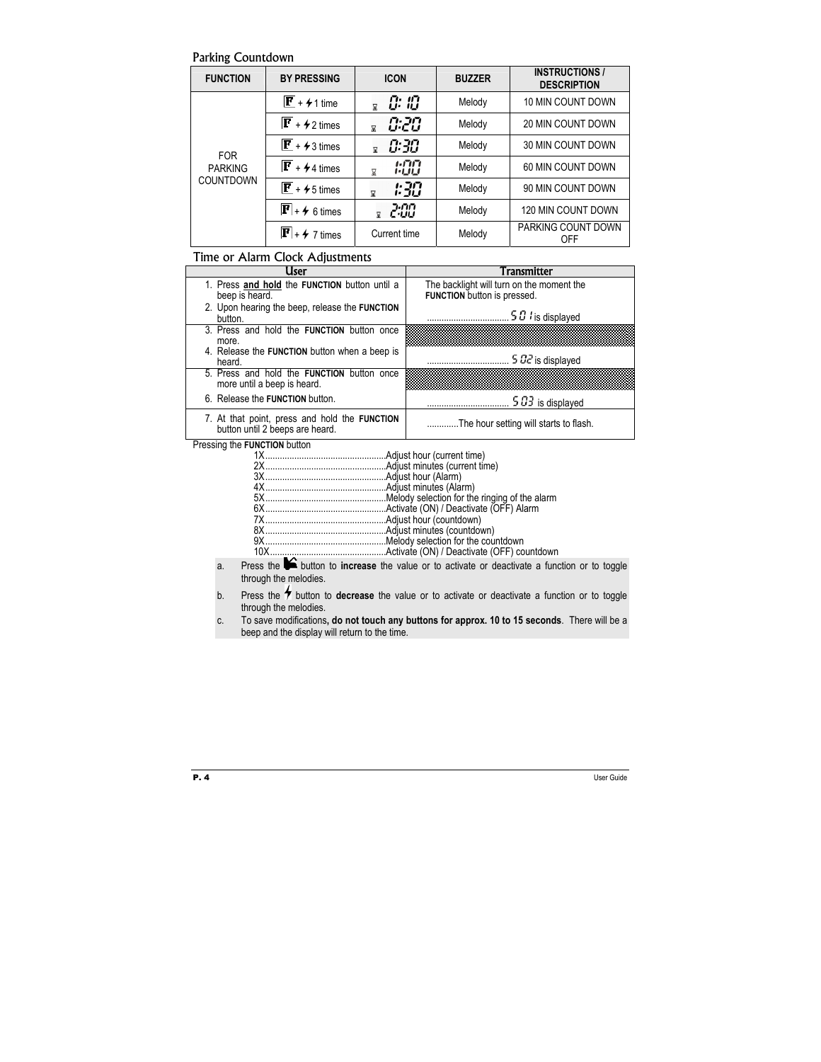## Parking Countdown

| FUNCTION | BY PRESSING | ICON | BUZZER | INSTRUCTIONS / DESCRIPTION |
|---|---|---|---|---|
| FOR PARKING COUNTDOWN | F + ⚡1 time | 0:10 | Melody | 10 MIN COUNT DOWN |
| | F + ⚡2 times | 0:20 | Melody | 20 MIN COUNT DOWN |
| | F + ⚡3 times | 0:30 | Melody | 30 MIN COUNT DOWN |
| | F + ⚡4 times | 1:00 | Melody | 60 MIN COUNT DOWN |
| | F + ⚡5 times | 1:30 | Melody | 90 MIN COUNT DOWN |
| | F + ⚡ 6 times | 2:00 | Melody | 120 MIN COUNT DOWN |
| | F + ⚡ 7 times | Current time | Melody | PARKING COUNT DOWN OFF |

## Time or Alarm Clock Adjustments

| User | Transmitter |
|---|---|
| 1. Press **and hold** the **FUNCTION** button until a beep is heard.<br>2. Upon hearing the beep, release the **FUNCTION** button. | The backlight will turn on the moment the **FUNCTION** button is pressed.<br>.................................. S 01 is displayed |
| 3. Press and hold the **FUNCTION** button once more.<br>4. Release the **FUNCTION** button when a beep is heard. | .................................. S 02 is displayed |
| 5. Press and hold the **FUNCTION** button once more until a beep is heard.<br>6. Release the **FUNCTION** button. | .................................. S 03 is displayed |
| 7. At that point, press and hold the **FUNCTION** button until 2 beeps are heard. | ............The hour setting will starts to flash. |

Pressing the **FUNCTION** button

- 1X..................................................Adjust hour (current time)
- 2X..................................................Adjust minutes (current time)
- 3X..................................................Adjust hour (Alarm)
- 4X..................................................Adjust minutes (Alarm)
- 5X..................................................Melody selection for the ringing of the alarm
- 6X..................................................Activate (ON) / Deactivate (OFF) Alarm
- 7X..................................................Adjust hour (countdown)
- 8X..................................................Adjust minutes (countdown)
- 9X..................................................Melody selection for the countdown
- 10X................................................Activate (ON) / Deactivate (OFF) countdown

a. Press the button to **increase** the value or to activate or deactivate a function or to toggle through the melodies.

b. Press the ⚡ button to **decrease** the value or to activate or deactivate a function or to toggle through the melodies.

c. To save modifications**, do not touch any buttons for approx. 10 to 15 seconds**. There will be a beep and the display will return to the time.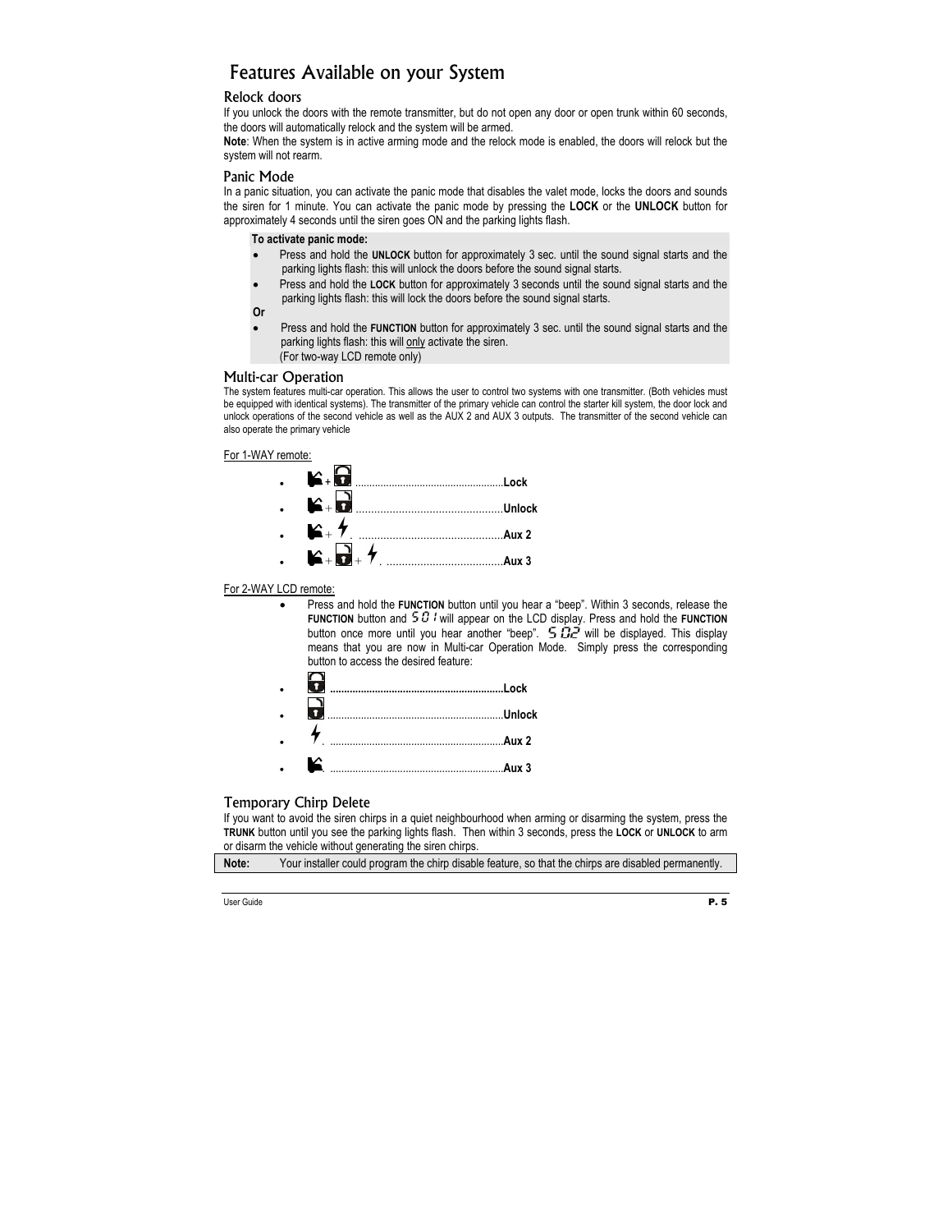# Features Available on your System

## Relock doors

If you unlock the doors with the remote transmitter, but do not open any door or open trunk within 60 seconds, the doors will automatically relock and the system will be armed.

**Note**: When the system is in active arming mode and the relock mode is enabled, the doors will relock but the system will not rearm.

## Panic Mode

In a panic situation, you can activate the panic mode that disables the valet mode, locks the doors and sounds the siren for 1 minute. You can activate the panic mode by pressing the **LOCK** or the **UNLOCK** button for approximately 4 seconds until the siren goes ON and the parking lights flash.

**To activate panic mode:**

- Press and hold the **UNLOCK** button for approximately 3 sec. until the sound signal starts and the parking lights flash: this will unlock the doors before the sound signal starts.
- Press and hold the **LOCK** button for approximately 3 seconds until the sound signal starts and the parking lights flash: this will lock the doors before the sound signal starts.

**Or**

- Press and hold the **FUNCTION** button for approximately 3 sec. until the sound signal starts and the parking lights flash: this will only activate the siren.
  (For two-way LCD remote only)

## Multi-car Operation

The system features multi-car operation. This allows the user to control two systems with one transmitter. (Both vehicles must be equipped with identical systems). The transmitter of the primary vehicle can control the starter kill system, the door lock and unlock operations of the second vehicle as well as the AUX 2 and AUX 3 outputs. The transmitter of the second vehicle can also operate the primary vehicle

For 1-WAY remote:

- Function + Lock ....................................................**Lock**
- Function + Unlock ................................................**Unlock**
- Function + Aux ..............................................**Aux 2**
- Function + Unlock + Aux ......................................**Aux 3**

For 2-WAY LCD remote:

- Press and hold the **FUNCTION** button until you hear a "beep". Within 3 seconds, release the **FUNCTION** button and S01 will appear on the LCD display. Press and hold the **FUNCTION** button once more until you hear another "beep". S02 will be displayed. This display means that you are now in Multi-car Operation Mode. Simply press the corresponding button to access the desired feature:

- Lock .............................................................**Lock**
- Unlock ..............................................................**Unlock**
- Aux ..............................................................**Aux 2**
- Function ..............................................................**Aux 3**

## Temporary Chirp Delete

If you want to avoid the siren chirps in a quiet neighbourhood when arming or disarming the system, press the **TRUNK** button until you see the parking lights flash. Then within 3 seconds, press the **LOCK** or **UNLOCK** to arm or disarm the vehicle without generating the siren chirps.

**Note:** Your installer could program the chirp disable feature, so that the chirps are disabled permanently.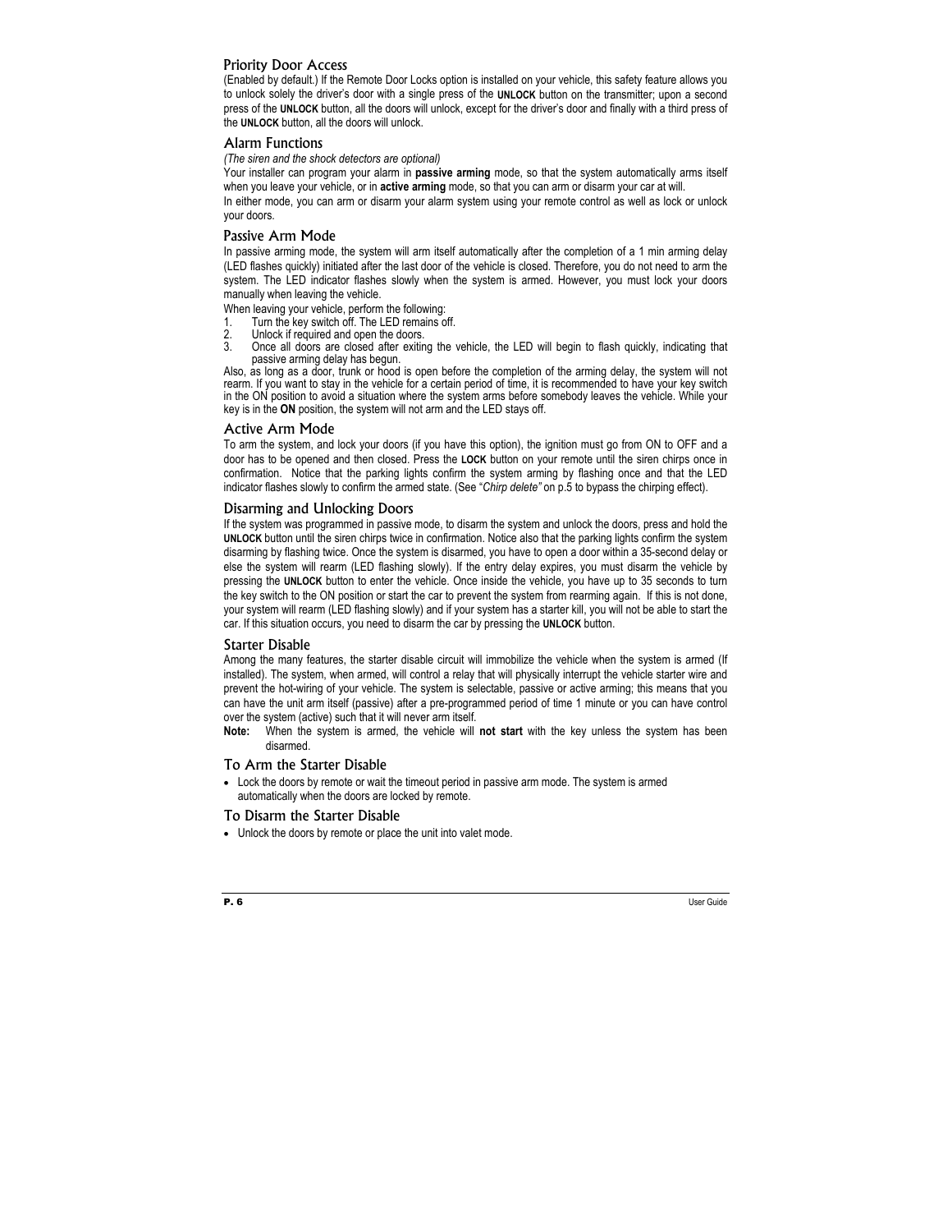## Priority Door Access

(Enabled by default.) If the Remote Door Locks option is installed on your vehicle, this safety feature allows you to unlock solely the driver's door with a single press of the **UNLOCK** button on the transmitter; upon a second press of the **UNLOCK** button, all the doors will unlock, except for the driver's door and finally with a third press of the **UNLOCK** button, all the doors will unlock.

## Alarm Functions

*(The siren and the shock detectors are optional)*

Your installer can program your alarm in **passive arming** mode, so that the system automatically arms itself when you leave your vehicle, or in **active arming** mode, so that you can arm or disarm your car at will.

In either mode, you can arm or disarm your alarm system using your remote control as well as lock or unlock your doors.

## Passive Arm Mode

In passive arming mode, the system will arm itself automatically after the completion of a 1 min arming delay (LED flashes quickly) initiated after the last door of the vehicle is closed. Therefore, you do not need to arm the system. The LED indicator flashes slowly when the system is armed. However, you must lock your doors manually when leaving the vehicle.

When leaving your vehicle, perform the following:

1. Turn the key switch off. The LED remains off.
2. Unlock if required and open the doors.
3. Once all doors are closed after exiting the vehicle, the LED will begin to flash quickly, indicating that passive arming delay has begun.

Also, as long as a door, trunk or hood is open before the completion of the arming delay, the system will not rearm. If you want to stay in the vehicle for a certain period of time, it is recommended to have your key switch in the ON position to avoid a situation where the system arms before somebody leaves the vehicle. While your key is in the **ON** position, the system will not arm and the LED stays off.

## Active Arm Mode

To arm the system, and lock your doors (if you have this option), the ignition must go from ON to OFF and a door has to be opened and then closed. Press the **LOCK** button on your remote until the siren chirps once in confirmation. Notice that the parking lights confirm the system arming by flashing once and that the LED indicator flashes slowly to confirm the armed state. (See "*Chirp delete"* on p.5 to bypass the chirping effect).

## Disarming and Unlocking Doors

If the system was programmed in passive mode, to disarm the system and unlock the doors, press and hold the **UNLOCK** button until the siren chirps twice in confirmation. Notice also that the parking lights confirm the system disarming by flashing twice. Once the system is disarmed, you have to open a door within a 35-second delay or else the system will rearm (LED flashing slowly). If the entry delay expires, you must disarm the vehicle by pressing the **UNLOCK** button to enter the vehicle. Once inside the vehicle, you have up to 35 seconds to turn the key switch to the ON position or start the car to prevent the system from rearming again. If this is not done, your system will rearm (LED flashing slowly) and if your system has a starter kill, you will not be able to start the car. If this situation occurs, you need to disarm the car by pressing the **UNLOCK** button.

## Starter Disable

Among the many features, the starter disable circuit will immobilize the vehicle when the system is armed (If installed). The system, when armed, will control a relay that will physically interrupt the vehicle starter wire and prevent the hot-wiring of your vehicle. The system is selectable, passive or active arming; this means that you can have the unit arm itself (passive) after a pre-programmed period of time 1 minute or you can have control over the system (active) such that it will never arm itself.

**Note:** When the system is armed, the vehicle will **not start** with the key unless the system has been disarmed.

## To Arm the Starter Disable

- Lock the doors by remote or wait the timeout period in passive arm mode. The system is armed automatically when the doors are locked by remote.

## To Disarm the Starter Disable

- Unlock the doors by remote or place the unit into valet mode.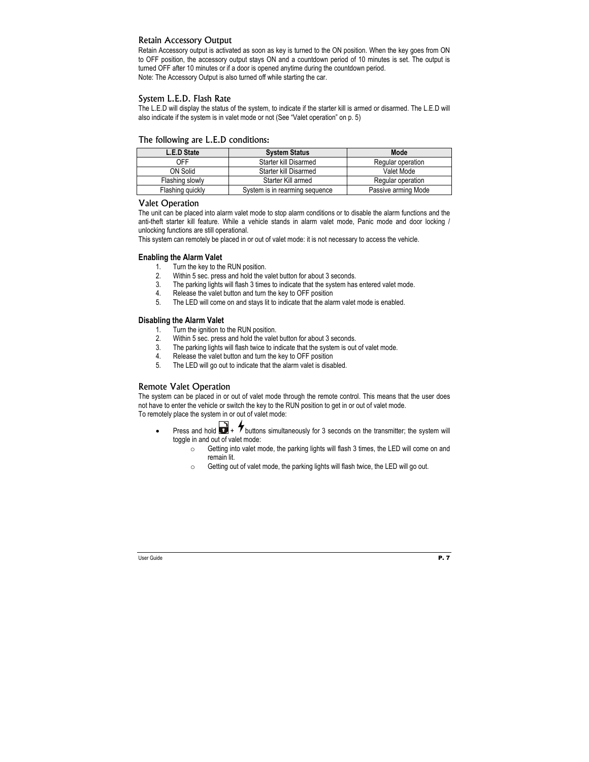## Retain Accessory Output

Retain Accessory output is activated as soon as key is turned to the ON position. When the key goes from ON to OFF position, the accessory output stays ON and a countdown period of 10 minutes is set. The output is turned OFF after 10 minutes or if a door is opened anytime during the countdown period.
Note: The Accessory Output is also turned off while starting the car.

## System L.E.D. Flash Rate

The L.E.D will display the status of the system, to indicate if the starter kill is armed or disarmed. The L.E.D will also indicate if the system is in valet mode or not (See "Valet operation" on p. 5)

## The following are L.E.D conditions:

| L.E.D State | System Status | Mode |
|---|---|---|
| OFF | Starter kill Disarmed | Regular operation |
| ON Solid | Starter kill Disarmed | Valet Mode |
| Flashing slowly | Starter Kill armed | Regular operation |
| Flashing quickly | System is in rearming sequence | Passive arming Mode |

## Valet Operation

The unit can be placed into alarm valet mode to stop alarm conditions or to disable the alarm functions and the anti-theft starter kill feature. While a vehicle stands in alarm valet mode, Panic mode and door locking / unlocking functions are still operational.
This system can remotely be placed in or out of valet mode: it is not necessary to access the vehicle.

### Enabling the Alarm Valet

1. Turn the key to the RUN position.
2. Within 5 sec. press and hold the valet button for about 3 seconds.
3. The parking lights will flash 3 times to indicate that the system has entered valet mode.
4. Release the valet button and turn the key to OFF position
5. The LED will come on and stays lit to indicate that the alarm valet mode is enabled.

### Disabling the Alarm Valet

1. Turn the ignition to the RUN position.
2. Within 5 sec. press and hold the valet button for about 3 seconds.
3. The parking lights will flash twice to indicate that the system is out of valet mode.
4. Release the valet button and turn the key to OFF position
5. The LED will go out to indicate that the alarm valet is disabled.

## Remote Valet Operation

The system can be placed in or out of valet mode through the remote control. This means that the user does not have to enter the vehicle or switch the key to the RUN position to get in or out of valet mode.
To remotely place the system in or out of valet mode:

- Press and hold [unlock] + [lightning] buttons simultaneously for 3 seconds on the transmitter; the system will toggle in and out of valet mode:
  - Getting into valet mode, the parking lights will flash 3 times, the LED will come on and remain lit.
  - Getting out of valet mode, the parking lights will flash twice, the LED will go out.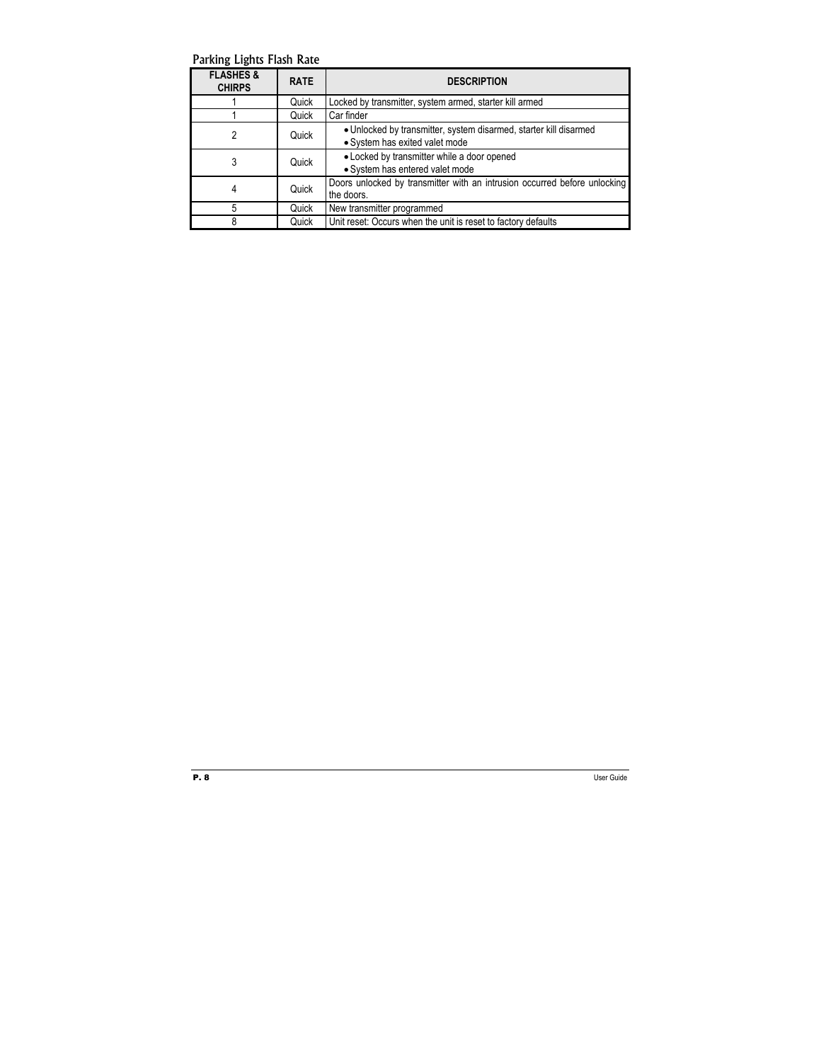## Parking Lights Flash Rate

| FLASHES & CHIRPS | RATE | DESCRIPTION |
|---|---|---|
| 1 | Quick | Locked by transmitter, system armed, starter kill armed |
| 1 | Quick | Car finder |
| 2 | Quick | • Unlocked by transmitter, system disarmed, starter kill disarmed<br>• System has exited valet mode |
| 3 | Quick | • Locked by transmitter while a door opened<br>• System has entered valet mode |
| 4 | Quick | Doors unlocked by transmitter with an intrusion occurred before unlocking the doors. |
| 5 | Quick | New transmitter programmed |
| 8 | Quick | Unit reset: Occurs when the unit is reset to factory defaults |